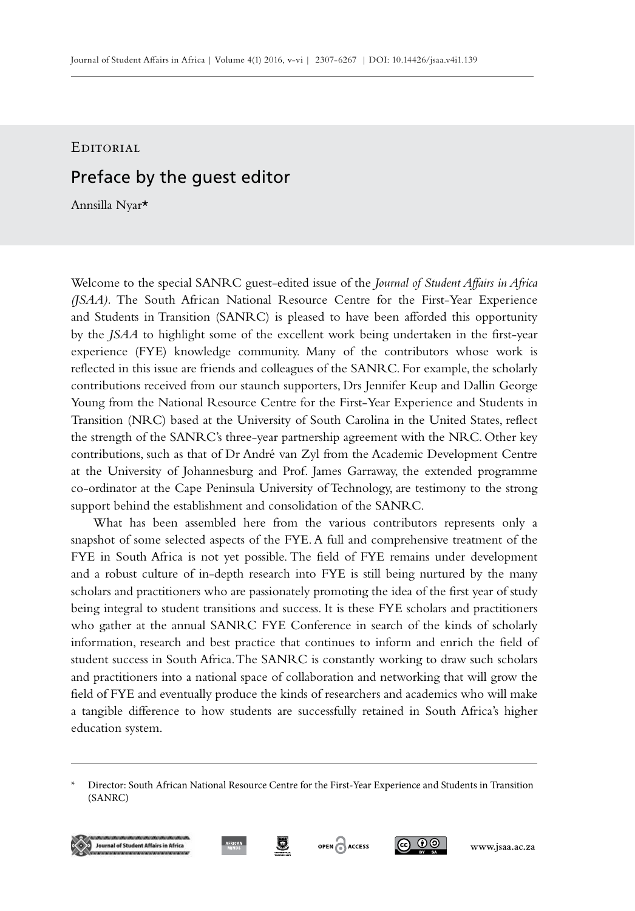Editorial

# Preface by the guest editor

Annsilla Nyar*

Welcome to the special SANRC guest-edited issue of the *Journal of Student Affairs in Africa (JSAA)*. The South African National Resource Centre for the First-Year Experience and Students in Transition (SANRC) is pleased to have been afforded this opportunity by the *JSAA* to highlight some of the excellent work being undertaken in the first-year experience (FYE) knowledge community. Many of the contributors whose work is reflected in this issue are friends and colleagues of the SANRC. For example, the scholarly contributions received from our staunch supporters, Drs Jennifer Keup and Dallin George Young from the National Resource Centre for the First-Year Experience and Students in Transition (NRC) based at the University of South Carolina in the United States, reflect the strength of the SANRC's three-year partnership agreement with the NRC. Other key contributions, such as that of Dr André van Zyl from the Academic Development Centre at the University of Johannesburg and Prof. James Garraway, the extended programme co-ordinator at the Cape Peninsula University of Technology, are testimony to the strong support behind the establishment and consolidation of the SANRC.

What has been assembled here from the various contributors represents only a snapshot of some selected aspects of the FYE. A full and comprehensive treatment of the FYE in South Africa is not yet possible. The field of FYE remains under development and a robust culture of in-depth research into FYE is still being nurtured by the many scholars and practitioners who are passionately promoting the idea of the first year of study being integral to student transitions and success. It is these FYE scholars and practitioners who gather at the annual SANRC FYE Conference in search of the kinds of scholarly information, research and best practice that continues to inform and enrich the field of student success in South Africa. The SANRC is constantly working to draw such scholars and practitioners into a national space of collaboration and networking that will grow the field of FYE and eventually produce the kinds of researchers and academics who will make a tangible difference to how students are successfully retained in South Africa's higher education system.

\* Director: South African National Resource Centre for the First-Year Experience and Students in Transition (SANRC)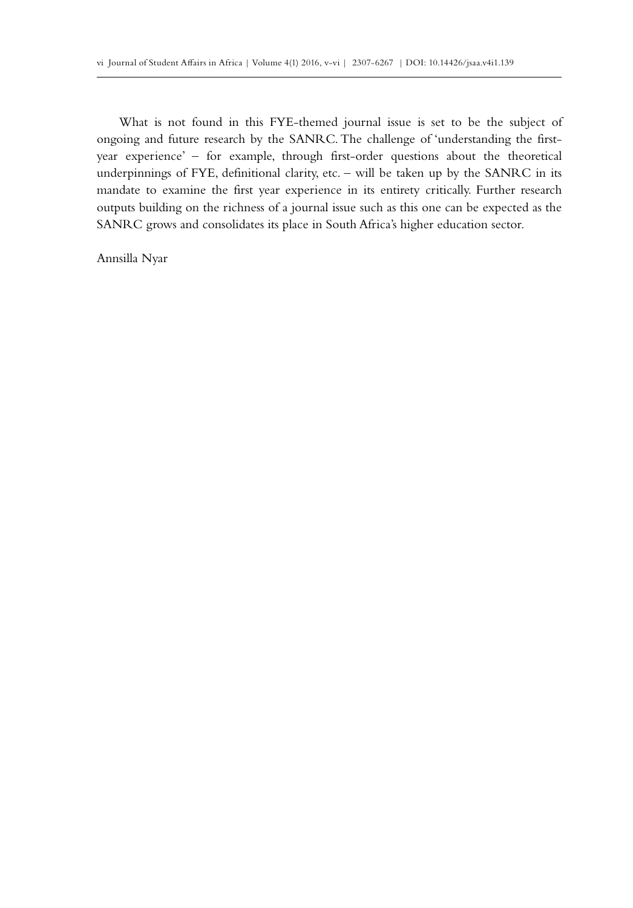What is not found in this FYE-themed journal issue is set to be the subject of ongoing and future research by the SANRC. The challenge of 'understanding the first-year experience' – for example, through first-order questions about the theoretical underpinnings of FYE, definitional clarity, etc. – will be taken up by the SANRC in its mandate to examine the first year experience in its entirety critically. Further research outputs building on the richness of a journal issue such as this one can be expected as the SANRC grows and consolidates its place in South Africa's higher education sector.

Annsilla Nyar